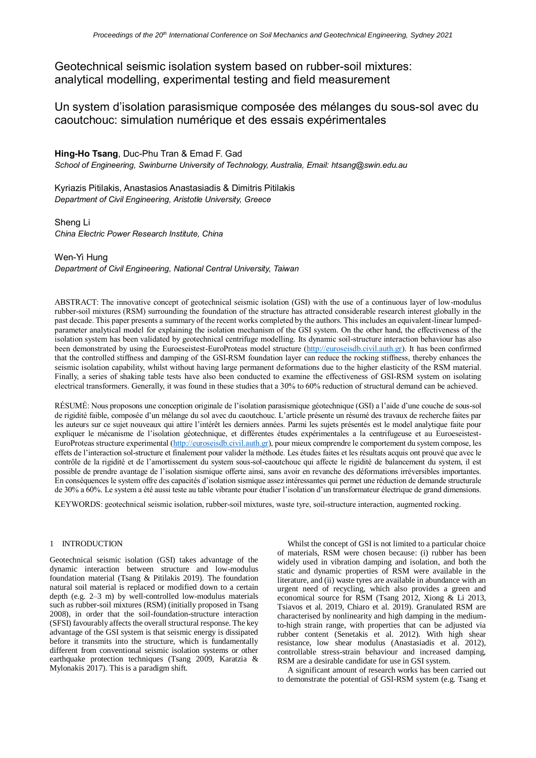# Geotechnical seismic isolation system based on rubber-soil mixtures: analytical modelling, experimental testing and field measurement

# Un system d'isolation parasismique composée des mélanges du sous-sol avec du caoutchouc: simulation numérique et des essais expérimentales

**Hing-Ho Tsang**, Duc-Phu Tran & Emad F. Gad
*School of Engineering, Swinburne University of Technology, Australia, Email: htsang@swin.edu.au*

Kyriazis Pitilakis, Anastasios Anastasiadis & Dimitris Pitilakis
*Department of Civil Engineering, Aristotle University, Greece*

Sheng Li
*China Electric Power Research Institute, China*

Wen-Yi Hung
*Department of Civil Engineering, National Central University, Taiwan*

ABSTRACT: The innovative concept of geotechnical seismic isolation (GSI) with the use of a continuous layer of low-modulus rubber-soil mixtures (RSM) surrounding the foundation of the structure has attracted considerable research interest globally in the past decade. This paper presents a summary of the recent works completed by the authors. This includes an equivalent-linear lumped-parameter analytical model for explaining the isolation mechanism of the GSI system. On the other hand, the effectiveness of the isolation system has been validated by geotechnical centrifuge modelling. Its dynamic soil-structure interaction behaviour has also been demonstrated by using the Euroeseistest-EuroProteas model structure (http://euroseisdb.civil.auth.gr). It has been confirmed that the controlled stiffness and damping of the GSI-RSM foundation layer can reduce the rocking stiffness, thereby enhances the seismic isolation capability, whilst without having large permanent deformations due to the higher elasticity of the RSM material. Finally, a series of shaking table tests have also been conducted to examine the effectiveness of GSI-RSM system on isolating electrical transformers. Generally, it was found in these studies that a 30% to 60% reduction of structural demand can be achieved.

RÉSUMÉ: Nous proposons une conception originale de l'isolation parasismique géotechnique (GSI) a l'aide d'une couche de sous-sol de rigidité faible, composée d'un mélange du sol avec du caoutchouc. L'article présente un résumé des travaux de recherche faites par les auteurs sur ce sujet nouveaux qui attire l'intérêt les derniers années. Parmi les sujets présentés est le model analytique faite pour expliquer le mécanisme de l'isolation géotechnique, et différentes études expérimentales a la centrifugeuse et au Euroeseistest-EuroProteas structure experimental (http://euroseisdb.civil.auth.gr), pour mieux comprendre le comportement du system compose, les effets de l'interaction sol-structure et finalement pour valider la méthode. Les études faites et les résultats acquis ont prouvé que avec le contrôle de la rigidité et de l'amortissement du system sous-sol-caoutchouc qui affecte le rigidité de balancement du system, il est possible de prendre avantage de l'isolation sismique offerte ainsi, sans avoir en revanche des déformations irréversibles importantes. En conséquences le system offre des capacités d'isolation sismique assez intéressantes qui permet une réduction de demande structurale de 30% a 60%. Le system a été aussi teste au table vibrante pour étudier l'isolation d'un transformateur électrique de grand dimensions.

KEYWORDS: geotechnical seismic isolation, rubber-soil mixtures, waste tyre, soil-structure interaction, augmented rocking.

## 1 INTRODUCTION

Geotechnical seismic isolation (GSI) takes advantage of the dynamic interaction between structure and low-modulus foundation material (Tsang & Pitilakis 2019). The foundation natural soil material is replaced or modified down to a certain depth (e.g. 2–3 m) by well-controlled low-modulus materials such as rubber-soil mixtures (RSM) (initially proposed in Tsang 2008), in order that the soil-foundation-structure interaction (SFSI) favourably affects the overall structural response. The key advantage of the GSI system is that seismic energy is dissipated before it transmits into the structure, which is fundamentally different from conventional seismic isolation systems or other earthquake protection techniques (Tsang 2009, Karatzia & Mylonakis 2017). This is a paradigm shift.

Whilst the concept of GSI is not limited to a particular choice of materials, RSM were chosen because: (i) rubber has been widely used in vibration damping and isolation, and both the static and dynamic properties of RSM were available in the literature, and (ii) waste tyres are available in abundance with an urgent need of recycling, which also provides a green and economical source for RSM (Tsang 2012, Xiong & Li 2013, Tsiavos et al. 2019, Chiaro et al. 2019). Granulated RSM are characterised by nonlinearity and high damping in the medium-to-high strain range, with properties that can be adjusted via rubber content (Senetakis et al. 2012). With high shear resistance, low shear modulus (Anastasiadis et al. 2012), controllable stress-strain behaviour and increased damping, RSM are a desirable candidate for use in GSI system.

A significant amount of research works has been carried out to demonstrate the potential of GSI-RSM system (e.g. Tsang et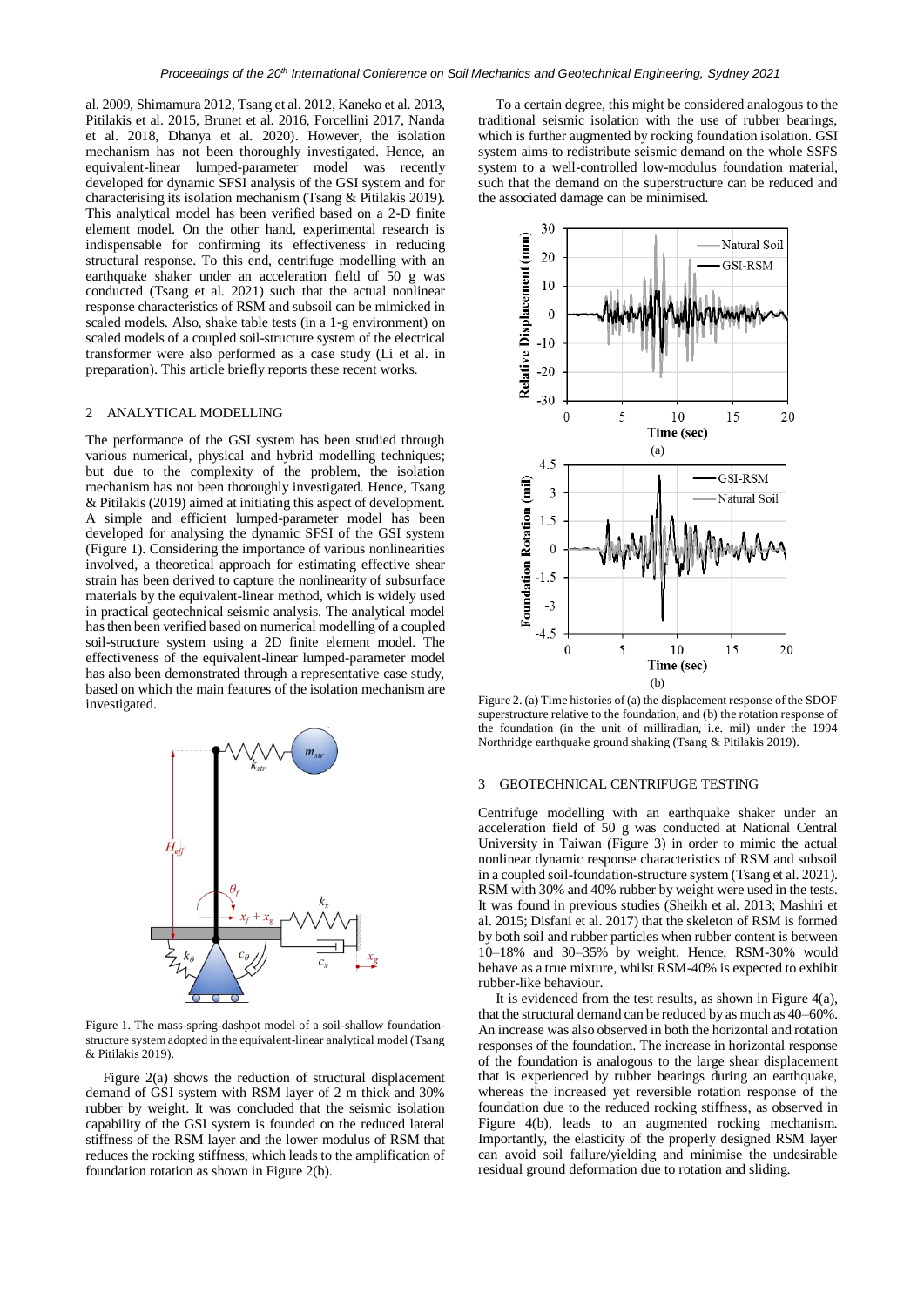al. 2009, Shimamura 2012, Tsang et al. 2012, Kaneko et al. 2013, Pitilakis et al. 2015, Brunet et al. 2016, Forcellini 2017, Nanda et al. 2018, Dhanya et al. 2020). However, the isolation mechanism has not been thoroughly investigated. Hence, an equivalent-linear lumped-parameter model was recently developed for dynamic SFSI analysis of the GSI system and for characterising its isolation mechanism (Tsang & Pitilakis 2019). This analytical model has been verified based on a 2-D finite element model. On the other hand, experimental research is indispensable for confirming its effectiveness in reducing structural response. To this end, centrifuge modelling with an earthquake shaker under an acceleration field of 50 g was conducted (Tsang et al. 2021) such that the actual nonlinear response characteristics of RSM and subsoil can be mimicked in scaled models. Also, shake table tests (in a 1-g environment) on scaled models of a coupled soil-structure system of the electrical transformer were also performed as a case study (Li et al. in preparation). This article briefly reports these recent works.

## 2 ANALYTICAL MODELLING

The performance of the GSI system has been studied through various numerical, physical and hybrid modelling techniques; but due to the complexity of the problem, the isolation mechanism has not been thoroughly investigated. Hence, Tsang & Pitilakis (2019) aimed at initiating this aspect of development. A simple and efficient lumped-parameter model has been developed for analysing the dynamic SFSI of the GSI system (Figure 1). Considering the importance of various nonlinearities involved, a theoretical approach for estimating effective shear strain has been derived to capture the nonlinearity of subsurface materials by the equivalent-linear method, which is widely used in practical geotechnical seismic analysis. The analytical model has then been verified based on numerical modelling of a coupled soil-structure system using a 2D finite element model. The effectiveness of the equivalent-linear lumped-parameter model has also been demonstrated through a representative case study, based on which the main features of the isolation mechanism are investigated.

Figure 1. The mass-spring-dashpot model of a soil-shallow foundation-structure system adopted in the equivalent-linear analytical model (Tsang & Pitilakis 2019).

Figure 2(a) shows the reduction of structural displacement demand of GSI system with RSM layer of 2 m thick and 30% rubber by weight. It was concluded that the seismic isolation capability of the GSI system is founded on the reduced lateral stiffness of the RSM layer and the lower modulus of RSM that reduces the rocking stiffness, which leads to the amplification of foundation rotation as shown in Figure 2(b).

To a certain degree, this might be considered analogous to the traditional seismic isolation with the use of rubber bearings, which is further augmented by rocking foundation isolation. GSI system aims to redistribute seismic demand on the whole SSFS system to a well-controlled low-modulus foundation material, such that the demand on the superstructure can be reduced and the associated damage can be minimised.

Figure 2. (a) Time histories of (a) the displacement response of the SDOF superstructure relative to the foundation, and (b) the rotation response of the foundation (in the unit of milliradian, i.e. mil) under the 1994 Northridge earthquake ground shaking (Tsang & Pitilakis 2019).

## 3 GEOTECHNICAL CENTRIFUGE TESTING

Centrifuge modelling with an earthquake shaker under an acceleration field of 50 g was conducted at National Central University in Taiwan (Figure 3) in order to mimic the actual nonlinear dynamic response characteristics of RSM and subsoil in a coupled soil-foundation-structure system (Tsang et al. 2021). RSM with 30% and 40% rubber by weight were used in the tests. It was found in previous studies (Sheikh et al. 2013; Mashiri et al. 2015; Disfani et al. 2017) that the skeleton of RSM is formed by both soil and rubber particles when rubber content is between 10–18% and 30–35% by weight. Hence, RSM-30% would behave as a true mixture, whilst RSM-40% is expected to exhibit rubber-like behaviour.

It is evidenced from the test results, as shown in Figure 4(a), that the structural demand can be reduced by as much as 40–60%. An increase was also observed in both the horizontal and rotation responses of the foundation. The increase in horizontal response of the foundation is analogous to the large shear displacement that is experienced by rubber bearings during an earthquake, whereas the increased yet reversible rotation response of the foundation due to the reduced rocking stiffness, as observed in Figure 4(b), leads to an augmented rocking mechanism. Importantly, the elasticity of the properly designed RSM layer can avoid soil failure/yielding and minimise the undesirable residual ground deformation due to rotation and sliding.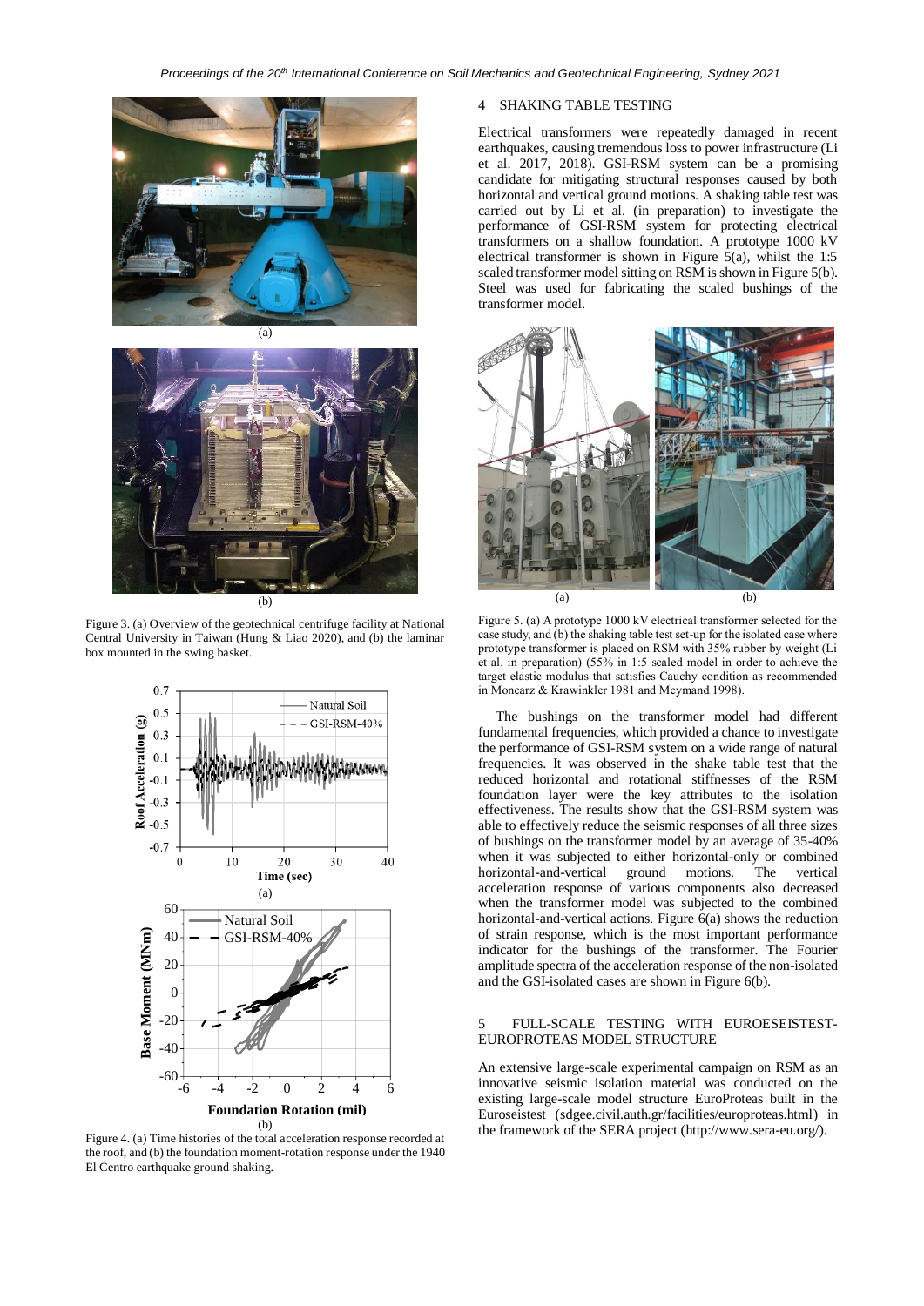Figure 3. (a) Overview of the geotechnical centrifuge facility at National Central University in Taiwan (Hung & Liao 2020), and (b) the laminar box mounted in the swing basket.

Figure 4. (a) Time histories of the total acceleration response recorded at the roof, and (b) the foundation moment-rotation response under the 1940 El Centro earthquake ground shaking.

## 4 SHAKING TABLE TESTING

Electrical transformers were repeatedly damaged in recent earthquakes, causing tremendous loss to power infrastructure (Li et al. 2017, 2018). GSI-RSM system can be a promising candidate for mitigating structural responses caused by both horizontal and vertical ground motions. A shaking table test was carried out by Li et al. (in preparation) to investigate the performance of GSI-RSM system for protecting electrical transformers on a shallow foundation. A prototype 1000 kV electrical transformer is shown in Figure 5(a), whilst the 1:5 scaled transformer model sitting on RSM is shown in Figure 5(b). Steel was used for fabricating the scaled bushings of the transformer model.

Figure 5. (a) A prototype 1000 kV electrical transformer selected for the case study, and (b) the shaking table test set-up for the isolated case where prototype transformer is placed on RSM with 35% rubber by weight (Li et al. in preparation) (55% in 1:5 scaled model in order to achieve the target elastic modulus that satisfies Cauchy condition as recommended in Moncarz & Krawinkler 1981 and Meymand 1998).

The bushings on the transformer model had different fundamental frequencies, which provided a chance to investigate the performance of GSI-RSM system on a wide range of natural frequencies. It was observed in the shake table test that the reduced horizontal and rotational stiffnesses of the RSM foundation layer were the key attributes to the isolation effectiveness. The results show that the GSI-RSM system was able to effectively reduce the seismic responses of all three sizes of bushings on the transformer model by an average of 35-40% when it was subjected to either horizontal-only or combined horizontal-and-vertical ground motions. The vertical acceleration response of various components also decreased when the transformer model was subjected to the combined horizontal-and-vertical actions. Figure 6(a) shows the reduction of strain response, which is the most important performance indicator for the bushings of the transformer. The Fourier amplitude spectra of the acceleration response of the non-isolated and the GSI-isolated cases are shown in Figure 6(b).

## 5 FULL-SCALE TESTING WITH EUROESEISTEST-EUROPROTEAS MODEL STRUCTURE

An extensive large-scale experimental campaign on RSM as an innovative seismic isolation material was conducted on the existing large-scale model structure EuroProteas built in the Euroseistest (sdgee.civil.auth.gr/facilities/europroteas.html) in the framework of the SERA project (http://www.sera-eu.org/).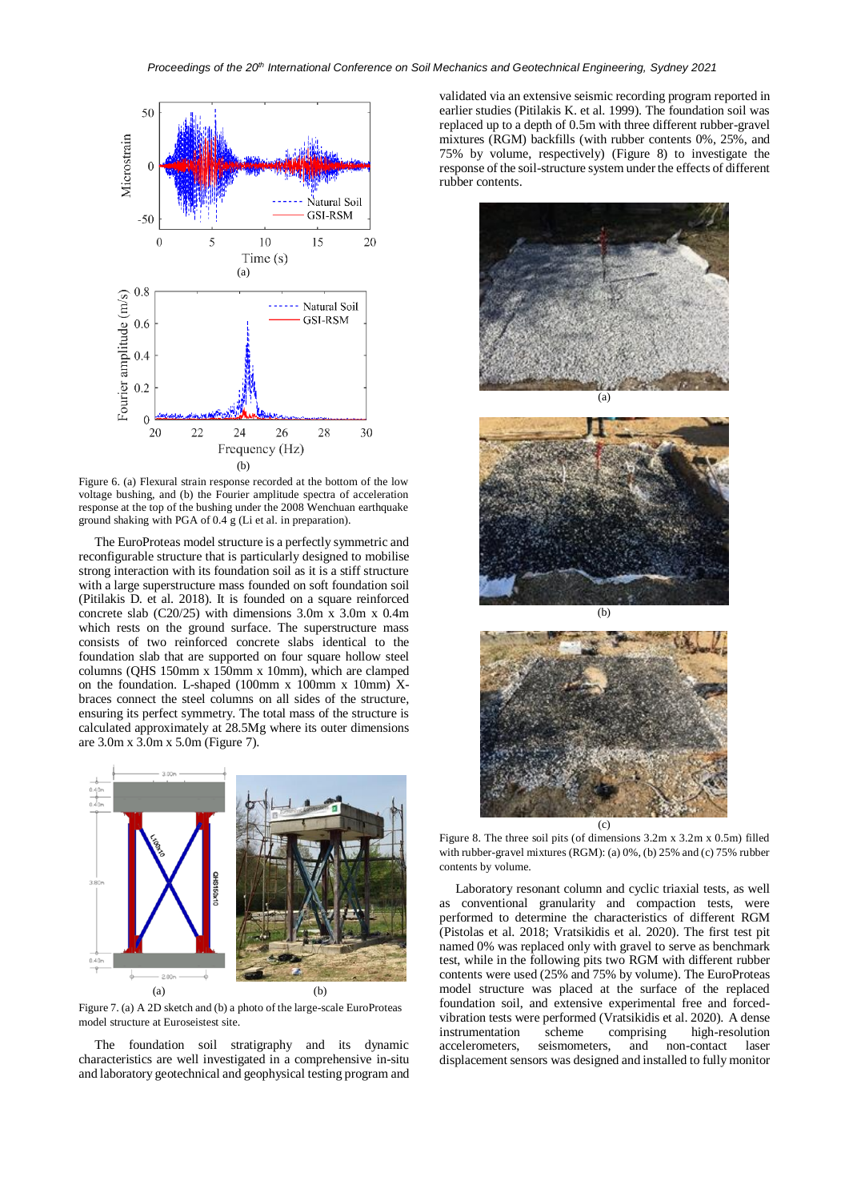Figure 6. (a) Flexural strain response recorded at the bottom of the low voltage bushing, and (b) the Fourier amplitude spectra of acceleration response at the top of the bushing under the 2008 Wenchuan earthquake ground shaking with PGA of 0.4 g (Li et al. in preparation).

The EuroProteas model structure is a perfectly symmetric and reconfigurable structure that is particularly designed to mobilise strong interaction with its foundation soil as it is a stiff structure with a large superstructure mass founded on soft foundation soil (Pitilakis D. et al. 2018). It is founded on a square reinforced concrete slab (C20/25) with dimensions 3.0m x 3.0m x 0.4m which rests on the ground surface. The superstructure mass consists of two reinforced concrete slabs identical to the foundation slab that are supported on four square hollow steel columns (QHS 150mm x 150mm x 10mm), which are clamped on the foundation. L-shaped (100mm x 100mm x 10mm) X-braces connect the steel columns on all sides of the structure, ensuring its perfect symmetry. The total mass of the structure is calculated approximately at 28.5Mg where its outer dimensions are 3.0m x 3.0m x 5.0m (Figure 7).

Figure 7. (a) A 2D sketch and (b) a photo of the large-scale EuroProteas model structure at Euroseistest site.

The foundation soil stratigraphy and its dynamic characteristics are well investigated in a comprehensive in-situ and laboratory geotechnical and geophysical testing program and validated via an extensive seismic recording program reported in earlier studies (Pitilakis K. et al. 1999). The foundation soil was replaced up to a depth of 0.5m with three different rubber-gravel mixtures (RGM) backfills (with rubber contents 0%, 25%, and 75% by volume, respectively) (Figure 8) to investigate the response of the soil-structure system under the effects of different rubber contents.

Figure 8. The three soil pits (of dimensions 3.2m x 3.2m x 0.5m) filled with rubber-gravel mixtures (RGM): (a) 0%, (b) 25% and (c) 75% rubber contents by volume.

Laboratory resonant column and cyclic triaxial tests, as well as conventional granularity and compaction tests, were performed to determine the characteristics of different RGM (Pistolas et al. 2018; Vratsikidis et al. 2020). The first test pit named 0% was replaced only with gravel to serve as benchmark test, while in the following pits two RGM with different rubber contents were used (25% and 75% by volume). The EuroProteas model structure was placed at the surface of the replaced foundation soil, and extensive experimental free and forced-vibration tests were performed (Vratsikidis et al. 2020). A dense instrumentation scheme comprising high-resolution accelerometers, seismometers, and non-contact laser displacement sensors was designed and installed to fully monitor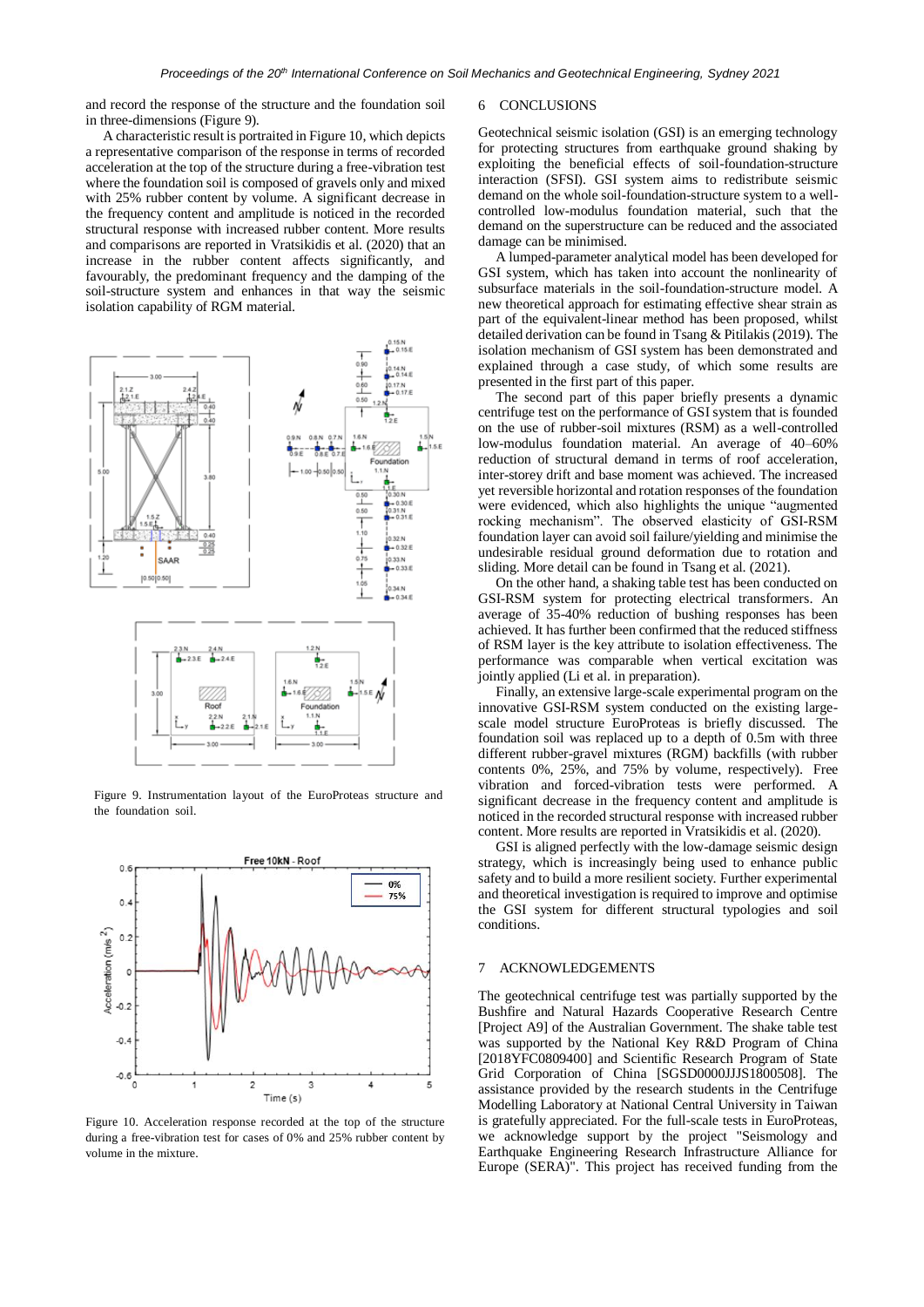and record the response of the structure and the foundation soil in three-dimensions (Figure 9).

A characteristic result is portraited in Figure 10, which depicts a representative comparison of the response in terms of recorded acceleration at the top of the structure during a free-vibration test where the foundation soil is composed of gravels only and mixed with 25% rubber content by volume. A significant decrease in the frequency content and amplitude is noticed in the recorded structural response with increased rubber content. More results and comparisons are reported in Vratsikidis et al. (2020) that an increase in the rubber content affects significantly, and favourably, the predominant frequency and the damping of the soil-structure system and enhances in that way the seismic isolation capability of RGM material.

Figure 9. Instrumentation layout of the EuroProteas structure and the foundation soil.

Figure 10. Acceleration response recorded at the top of the structure during a free-vibration test for cases of 0% and 25% rubber content by volume in the mixture.

## 6 CONCLUSIONS

Geotechnical seismic isolation (GSI) is an emerging technology for protecting structures from earthquake ground shaking by exploiting the beneficial effects of soil-foundation-structure interaction (SFSI). GSI system aims to redistribute seismic demand on the whole soil-foundation-structure system to a well-controlled low-modulus foundation material, such that the demand on the superstructure can be reduced and the associated damage can be minimised.

A lumped-parameter analytical model has been developed for GSI system, which has taken into account the nonlinearity of subsurface materials in the soil-foundation-structure model. A new theoretical approach for estimating effective shear strain as part of the equivalent-linear method has been proposed, whilst detailed derivation can be found in Tsang & Pitilakis (2019). The isolation mechanism of GSI system has been demonstrated and explained through a case study, of which some results are presented in the first part of this paper.

The second part of this paper briefly presents a dynamic centrifuge test on the performance of GSI system that is founded on the use of rubber-soil mixtures (RSM) as a well-controlled low-modulus foundation material. An average of 40–60% reduction of structural demand in terms of roof acceleration, inter-storey drift and base moment was achieved. The increased yet reversible horizontal and rotation responses of the foundation were evidenced, which also highlights the unique "augmented rocking mechanism". The observed elasticity of GSI-RSM foundation layer can avoid soil failure/yielding and minimise the undesirable residual ground deformation due to rotation and sliding. More detail can be found in Tsang et al. (2021).

On the other hand, a shaking table test has been conducted on GSI-RSM system for protecting electrical transformers. An average of 35-40% reduction of bushing responses has been achieved. It has further been confirmed that the reduced stiffness of RSM layer is the key attribute to isolation effectiveness. The performance was comparable when vertical excitation was jointly applied (Li et al. in preparation).

Finally, an extensive large-scale experimental program on the innovative GSI-RSM system conducted on the existing large-scale model structure EuroProteas is briefly discussed. The foundation soil was replaced up to a depth of 0.5m with three different rubber-gravel mixtures (RGM) backfills (with rubber contents 0%, 25%, and 75% by volume, respectively). Free vibration and forced-vibration tests were performed. A significant decrease in the frequency content and amplitude is noticed in the recorded structural response with increased rubber content. More results are reported in Vratsikidis et al. (2020).

GSI is aligned perfectly with the low-damage seismic design strategy, which is increasingly being used to enhance public safety and to build a more resilient society. Further experimental and theoretical investigation is required to improve and optimise the GSI system for different structural typologies and soil conditions.

## 7 ACKNOWLEDGEMENTS

The geotechnical centrifuge test was partially supported by the Bushfire and Natural Hazards Cooperative Research Centre [Project A9] of the Australian Government. The shake table test was supported by the National Key R&D Program of China [2018YFC0809400] and Scientific Research Program of State Grid Corporation of China [SGSD0000JJJS1800508]. The assistance provided by the research students in the Centrifuge Modelling Laboratory at National Central University in Taiwan is gratefully appreciated. For the full-scale tests in EuroProteas, we acknowledge support by the project "Seismology and Earthquake Engineering Research Infrastructure Alliance for Europe (SERA)". This project has received funding from the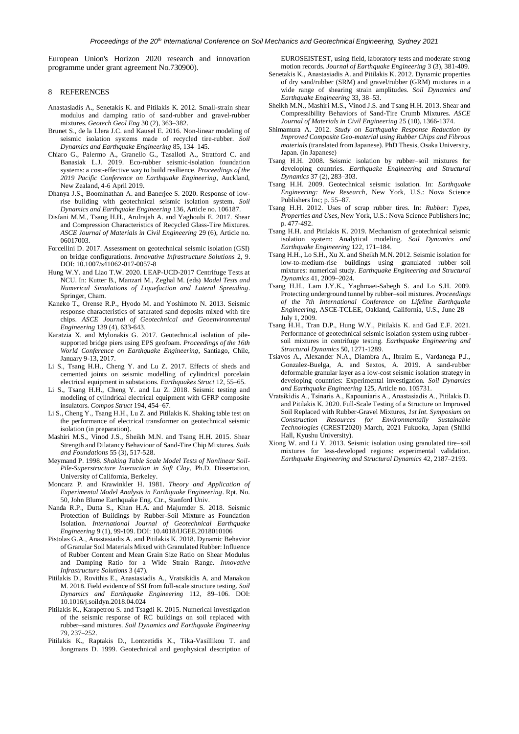European Union's Horizon 2020 research and innovation programme under grant agreement No.730900).

## 8 REFERENCES

Anastasiadis A., Senetakis K. and Pitilakis K. 2012. Small-strain shear modulus and damping ratio of sand-rubber and gravel-rubber mixtures. *Geotech Geol Eng* 30 (2), 363–382.

Brunet S., de la Llera J.C. and Kausel E. 2016. Non-linear modeling of seismic isolation systems made of recycled tire-rubber. *Soil Dynamics and Earthquake Engineering* 85, 134–145.

Chiaro G., Palermo A., Granello G., Tasalloti A., Stratford C. and Banasiak L.J. 2019. Eco-rubber seismic-isolation foundation systems: a cost-effective way to build resilience. *Proceedings of the 2019 Pacific Conference on Earthquake Engineering*, Auckland, New Zealand, 4-6 April 2019.

Dhanya J.S., Boominathan A. and Banerjee S. 2020. Response of low-rise building with geotechnical seismic isolation system. *Soil Dynamics and Earthquake Engineering* 136, Article no. 106187.

Disfani M.M., Tsang H.H., Arulrajah A. and Yaghoubi E. 2017. Shear and Compression Characteristics of Recycled Glass-Tire Mixtures. *ASCE Journal of Materials in Civil Engineering* 29 (6), Article no. 06017003.

Forcellini D. 2017. Assessment on geotechnical seismic isolation (GSI) on bridge configurations. *Innovative Infrastructure Solutions* 2, 9. DOI: 10.1007/s41062-017-0057-8

Hung W.Y. and Liao T.W. 2020. LEAP-UCD-2017 Centrifuge Tests at NCU. In: Kutter B., Manzari M., Zeghal M. (eds) *Model Tests and Numerical Simulations of Liquefaction and Lateral Spreading*. Springer, Cham.

Kaneko T., Orense R.P., Hyodo M. and Yoshimoto N. 2013. Seismic response characteristics of saturated sand deposits mixed with tire chips. *ASCE Journal of Geotechnical and Geoenvironmental Engineering* 139 (4), 633-643.

Karatzia X. and Mylonakis G. 2017. Geotechnical isolation of pile-supported bridge piers using EPS geofoam. *Proceedings of the 16th World Conference on Earthquake Engineering*, Santiago, Chile, January 9-13, 2017.

Li S., Tsang H.H., Cheng Y. and Lu Z. 2017. Effects of sheds and cemented joints on seismic modelling of cylindrical porcelain electrical equipment in substations. *Earthquakes Struct* 12, 55–65.

Li S., Tsang H.H., Cheng Y. and Lu Z. 2018. Seismic testing and modeling of cylindrical electrical equipment with GFRP composite insulators. *Compos Struct* 194, 454–67.

Li S., Cheng Y., Tsang H.H., Lu Z. and Pitilakis K. Shaking table test on the performance of electrical transformer on geotechnical seismic isolation (in preparation).

Mashiri M.S., Vinod J.S., Sheikh M.N. and Tsang H.H. 2015. Shear Strength and Dilatancy Behaviour of Sand-Tire Chip Mixtures. *Soils and Foundations* 55 (3), 517-528.

Meymand P. 1998. *Shaking Table Scale Model Tests of Nonlinear Soil-Pile-Superstructure Interaction in Soft Clay*, Ph.D. Dissertation, University of California, Berkeley.

Moncarz P. and Krawinkler H. 1981. *Theory and Application of Experimental Model Analysis in Earthquake Engineering*. Rpt. No. 50, John Blume Earthquake Eng. Ctr., Stanford Univ.

Nanda R.P., Dutta S., Khan H.A. and Majumder S. 2018. Seismic Protection of Buildings by Rubber-Soil Mixture as Foundation Isolation. *International Journal of Geotechnical Earthquake Engineering* 9 (1), 99-109. DOI: 10.4018/IJGEE.2018010106

Pistolas G.A., Anastasiadis A. and Pitilakis K. 2018. Dynamic Behavior of Granular Soil Materials Mixed with Granulated Rubber: Influence of Rubber Content and Mean Grain Size Ratio on Shear Modulus and Damping Ratio for a Wide Strain Range. *Innovative Infrastructure Solutions* 3 (47).

Pitilakis D., Rovithis E., Anastasiadis A., Vratsikidis A. and Manakou M. 2018. Field evidence of SSI from full-scale structure testing. *Soil Dynamics and Earthquake Engineering* 112, 89–106. DOI: 10.1016/j.soildyn.2018.04.024

Pitilakis K., Karapetrou S. and Tsagdi K. 2015. Numerical investigation of the seismic response of RC buildings on soil replaced with rubber–sand mixtures. *Soil Dynamics and Earthquake Engineering* 79, 237–252.

Pitilakis K., Raptakis D., Lontzetidis K., Tika-Vasillikou T. and Jongmans D. 1999. Geotechnical and geophysical description of EUROSEISTEST, using field, laboratory tests and moderate strong motion records. *Journal of Earthquake Engineering* 3 (3), 381-409.

Senetakis K., Anastasiadis A. and Pitilakis K. 2012. Dynamic properties of dry sand/rubber (SRM) and gravel/rubber (GRM) mixtures in a wide range of shearing strain amplitudes. *Soil Dynamics and Earthquake Engineering* 33, 38–53.

Sheikh M.N., Mashiri M.S., Vinod J.S. and Tsang H.H. 2013. Shear and Compressibility Behaviors of Sand-Tire Crumb Mixtures. *ASCE Journal of Materials in Civil Engineering* 25 (10), 1366-1374.

Shimamura A. 2012. *Study on Earthquake Response Reduction by Improved Composite Geo-material using Rubber Chips and Fibrous materials* (translated from Japanese). PhD Thesis, Osaka University, Japan. (in Japanese)

Tsang H.H. 2008. Seismic isolation by rubber–soil mixtures for developing countries. *Earthquake Engineering and Structural Dynamics* 37 (2), 283–303.

Tsang H.H. 2009. Geotechnical seismic isolation. In: *Earthquake Engineering: New Research*, New York, U.S.: Nova Science Publishers Inc; p. 55–87.

Tsang H.H. 2012. Uses of scrap rubber tires. In: *Rubber: Types, Properties and Uses*, New York, U.S.: Nova Science Publishers Inc; p. 477-492.

Tsang H.H. and Pitilakis K. 2019. Mechanism of geotechnical seismic isolation system: Analytical modeling. *Soil Dynamics and Earthquake Engineering* 122, 171–184.

Tsang H.H., Lo S.H., Xu X. and Sheikh M.N. 2012. Seismic isolation for low-to-medium-rise buildings using granulated rubber–soil mixtures: numerical study. *Earthquake Engineering and Structural Dynamics* 41, 2009–2024.

Tsang H.H., Lam J.Y.K., Yaghmaei-Sabegh S. and Lo S.H. 2009. Protecting underground tunnel by rubber–soil mixtures. *Proceedings of the 7th International Conference on Lifeline Earthquake Engineering*, ASCE-TCLEE, Oakland, California, U.S., June 28 – July 1, 2009.

Tsang H.H., Tran D.P., Hung W.Y., Pitilakis K. and Gad E.F. 2021. Performance of geotechnical seismic isolation system using rubber-soil mixtures in centrifuge testing. *Earthquake Engineering and Structural Dynamics* 50, 1271-1289.

Tsiavos A., Alexander N.A., Diambra A., Ibraim E., Vardanega P.J., Gonzalez-Buelga, A. and Sextos, A. 2019. A sand-rubber deformable granular layer as a low-cost seismic isolation strategy in developing countries: Experimental investigation. *Soil Dynamics and Earthquake Engineering* 125, Article no. 105731.

Vratsikidis A., Tsinaris A., Kapouniaris A., Anastasiadis A., Pitilakis D. and Pitilakis K. 2020. Full-Scale Testing of a Structure on Improved Soil Replaced with Rubber-Gravel Mixtures, *1st Int. Symposium on Construction Resources for Environmentally Sustainable Technologies* (CREST2020) March, 2021 Fukuoka, Japan (Shiiki Hall, Kyushu University).

Xiong W. and Li Y. 2013. Seismic isolation using granulated tire–soil mixtures for less-developed regions: experimental validation. *Earthquake Engineering and Structural Dynamics* 42, 2187–2193.